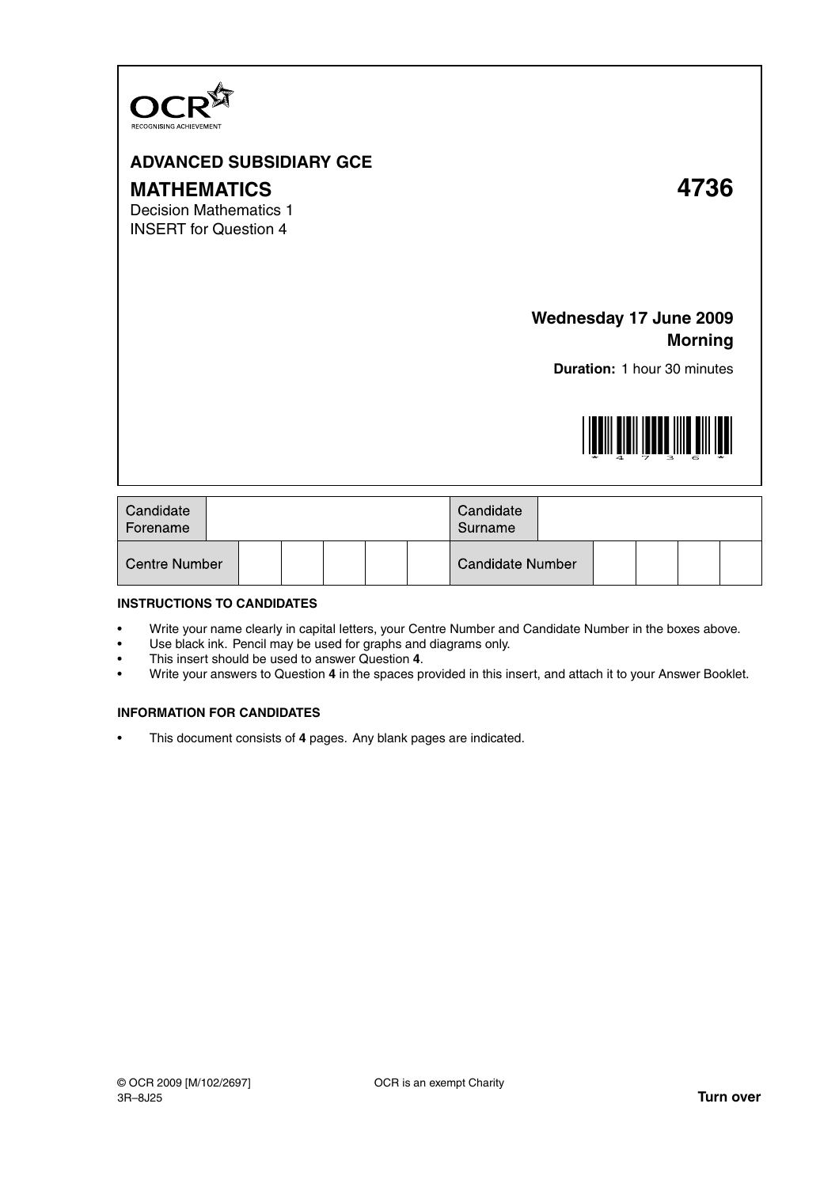OCR
RECOGNISING ACHIEVEMENT

**ADVANCED SUBSIDIARY GCE**

# MATHEMATICS

# 4736

Decision Mathematics 1

INSERT for Question 4

**Wednesday 17 June 2009**
**Morning**

**Duration:** 1 hour 30 minutes

| Candidate Forename | | | | | | Candidate Surname | | | | |
|---|---|---|---|---|---|---|---|---|---|---|
| Centre Number | | | | | | Candidate Number | | | | |

**INSTRUCTIONS TO CANDIDATES**

- Write your name clearly in capital letters, your Centre Number and Candidate Number in the boxes above.
- Use black ink. Pencil may be used for graphs and diagrams only.
- This insert should be used to answer Question **4**.
- Write your answers to Question **4** in the spaces provided in this insert, and attach it to your Answer Booklet.

**INFORMATION FOR CANDIDATES**

- This document consists of **4** pages. Any blank pages are indicated.

© OCR 2009 [M/102/2697]
3R–8J25

OCR is an exempt Charity

**Turn over**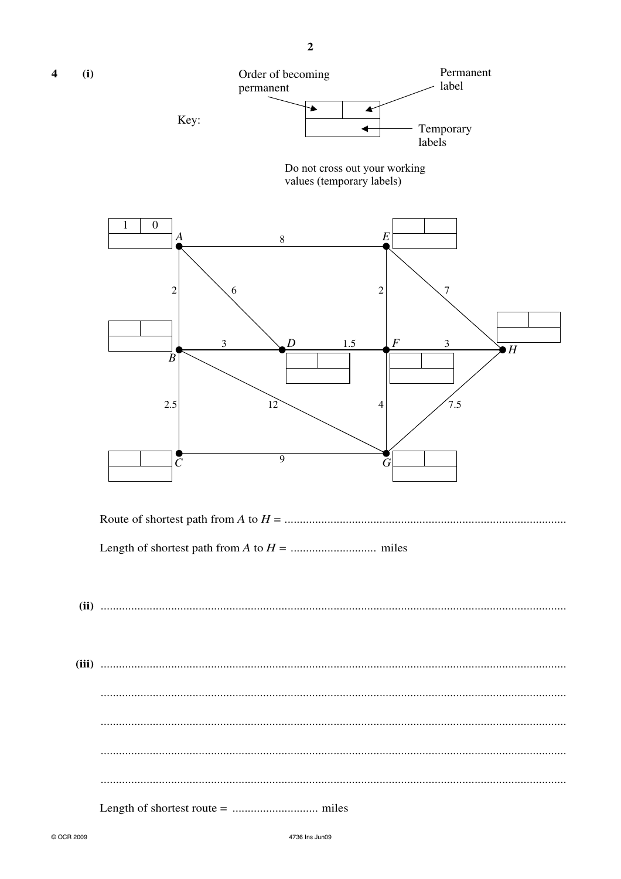**4 (i)**

Key:

Order of becoming permanent | Permanent label

Temporary labels

Do not cross out your working values (temporary labels)

| Vertex | Order of becoming permanent | Permanent label |
|---|---|---|
| A | 1 | 0 |

Route of shortest path from $A$ to $H$ = ..........................................................................................

Length of shortest path from $A$ to $H$ = ........................... miles

**(ii)** ......................................................................................................................................

**(iii)** ......................................................................................................................................

......................................................................................................................................

......................................................................................................................................

......................................................................................................................................

......................................................................................................................................

Length of shortest route = ........................... miles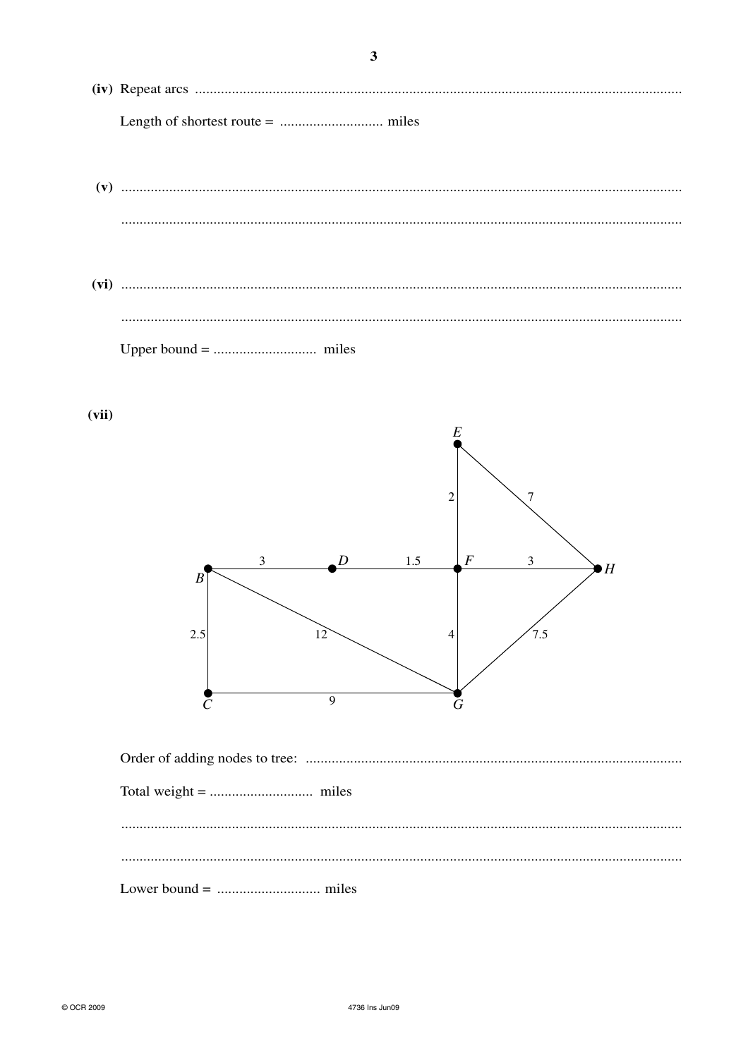**(iv)** Repeat arcs ..............................................................................................................................

Length of shortest route = ............................ miles

**(v)** ......................................................................................................................................

......................................................................................................................................

**(vi)** ......................................................................................................................................

......................................................................................................................................

Upper bound = ............................ miles

**(vii)**

Order of adding nodes to tree: .....................................................................................................

Total weight = ............................ miles

......................................................................................................................................

......................................................................................................................................

Lower bound = ............................ miles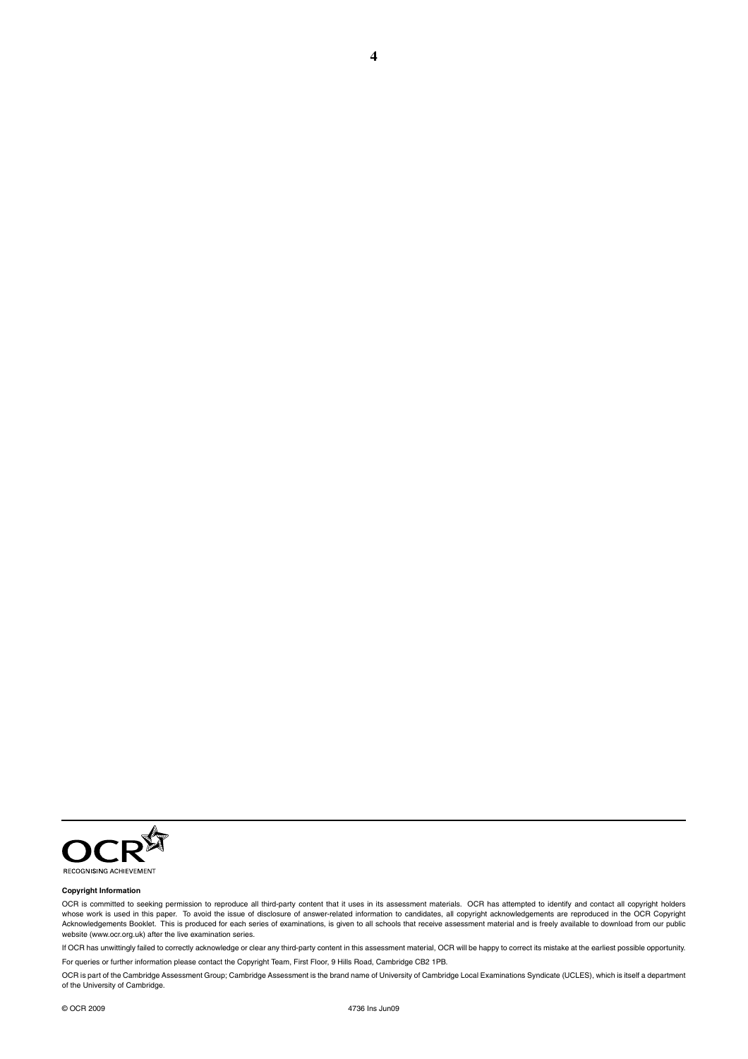OCR
RECOGNISING ACHIEVEMENT

**Copyright Information**

OCR is committed to seeking permission to reproduce all third-party content that it uses in its assessment materials. OCR has attempted to identify and contact all copyright holders whose work is used in this paper. To avoid the issue of disclosure of answer-related information to candidates, all copyright acknowledgements are reproduced in the OCR Copyright Acknowledgements Booklet. This is produced for each series of examinations, is given to all schools that receive assessment material and is freely available to download from our public website (www.ocr.org.uk) after the live examination series.

If OCR has unwittingly failed to correctly acknowledge or clear any third-party content in this assessment material, OCR will be happy to correct its mistake at the earliest possible opportunity.

For queries or further information please contact the Copyright Team, First Floor, 9 Hills Road, Cambridge CB2 1PB.

OCR is part of the Cambridge Assessment Group; Cambridge Assessment is the brand name of University of Cambridge Local Examinations Syndicate (UCLES), which is itself a department of the University of Cambridge.

© OCR 2009 4736 Ins Jun09